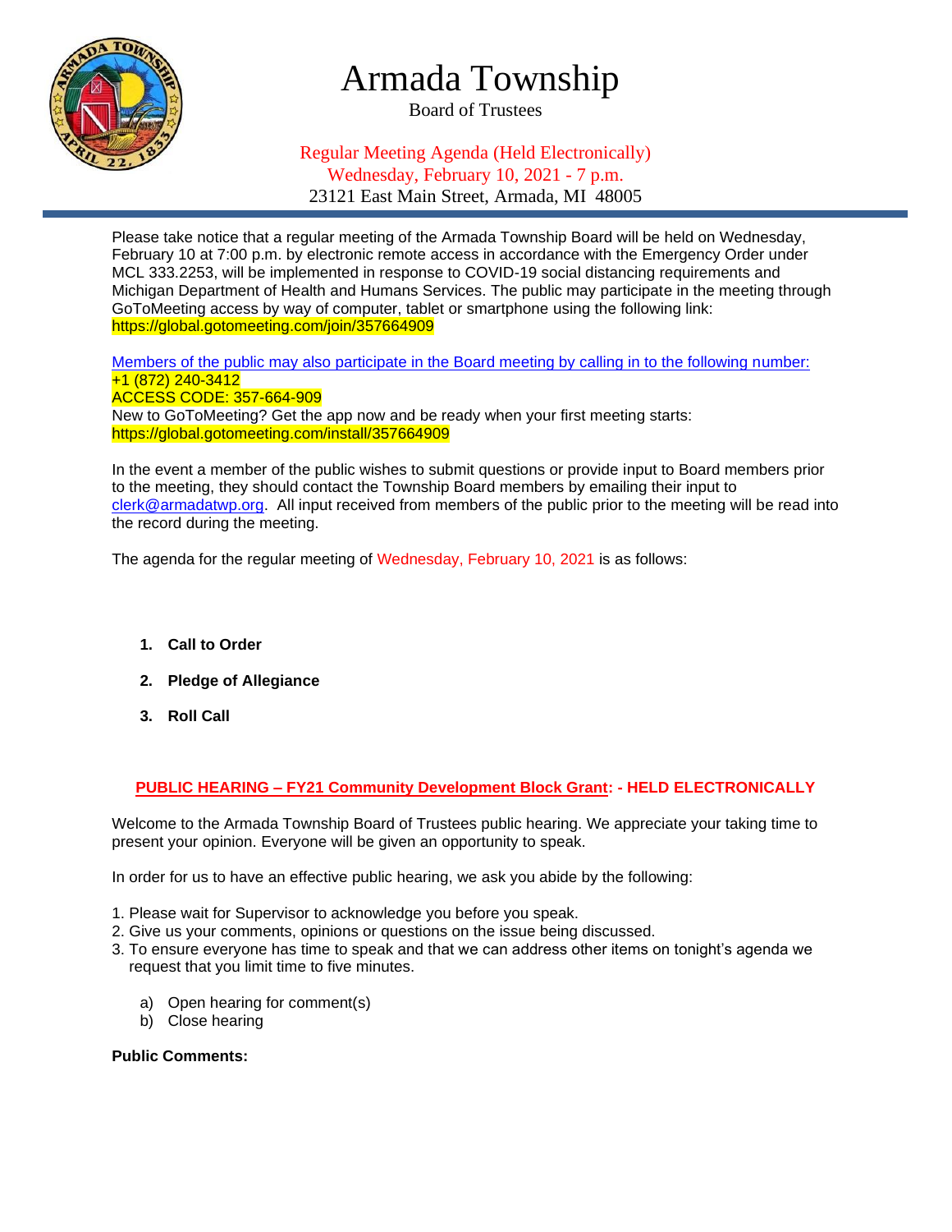# Armada Township

Board of Trustees

Regular Meeting Agenda (Held Electronically)
Wednesday, February 10, 2021 - 7 p.m.
23121 East Main Street, Armada, MI 48005

Please take notice that a regular meeting of the Armada Township Board will be held on Wednesday, February 10 at 7:00 p.m. by electronic remote access in accordance with the Emergency Order under MCL 333.2253, will be implemented in response to COVID-19 social distancing requirements and Michigan Department of Health and Humans Services. The public may participate in the meeting through GoToMeeting access by way of computer, tablet or smartphone using the following link: https://global.gotomeeting.com/join/357664909

Members of the public may also participate in the Board meeting by calling in to the following number:
+1 (872) 240-3412
ACCESS CODE: 357-664-909
New to GoToMeeting? Get the app now and be ready when your first meeting starts:
https://global.gotomeeting.com/install/357664909

In the event a member of the public wishes to submit questions or provide input to Board members prior to the meeting, they should contact the Township Board members by emailing their input to clerk@armadatwp.org. All input received from members of the public prior to the meeting will be read into the record during the meeting.

The agenda for the regular meeting of Wednesday, February 10, 2021 is as follows:

1. **Call to Order**
2. **Pledge of Allegiance**
3. **Roll Call**

**PUBLIC HEARING – FY21 Community Development Block Grant: - HELD ELECTRONICALLY**

Welcome to the Armada Township Board of Trustees public hearing. We appreciate your taking time to present your opinion. Everyone will be given an opportunity to speak.

In order for us to have an effective public hearing, we ask you abide by the following:

1. Please wait for Supervisor to acknowledge you before you speak.
2. Give us your comments, opinions or questions on the issue being discussed.
3. To ensure everyone has time to speak and that we can address other items on tonight's agenda we request that you limit time to five minutes.

a) Open hearing for comment(s)
b) Close hearing

**Public Comments:**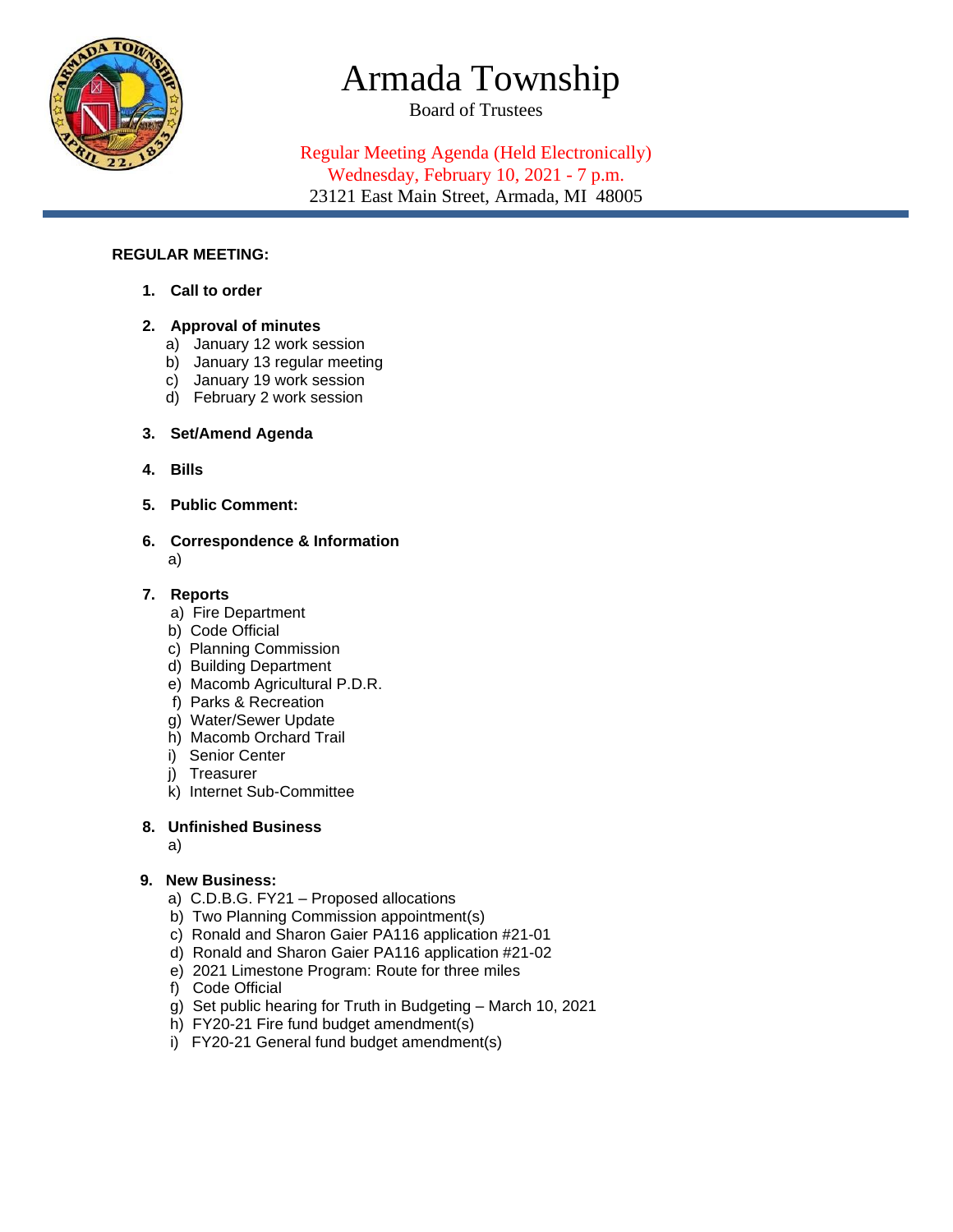# Armada Township

Board of Trustees

Regular Meeting Agenda (Held Electronically)
Wednesday, February 10, 2021 - 7 p.m.
23121 East Main Street, Armada, MI 48005

**REGULAR MEETING:**

1. **Call to order**

2. **Approval of minutes**
   a) January 12 work session
   b) January 13 regular meeting
   c) January 19 work session
   d) February 2 work session

3. **Set/Amend Agenda**

4. **Bills**

5. **Public Comment:**

6. **Correspondence & Information**
   a)

7. **Reports**
   a) Fire Department
   b) Code Official
   c) Planning Commission
   d) Building Department
   e) Macomb Agricultural P.D.R.
   f) Parks & Recreation
   g) Water/Sewer Update
   h) Macomb Orchard Trail
   i) Senior Center
   j) Treasurer
   k) Internet Sub-Committee

8. **Unfinished Business**
   a)

9. **New Business:**
   a) C.D.B.G. FY21 – Proposed allocations
   b) Two Planning Commission appointment(s)
   c) Ronald and Sharon Gaier PA116 application #21-01
   d) Ronald and Sharon Gaier PA116 application #21-02
   e) 2021 Limestone Program: Route for three miles
   f) Code Official
   g) Set public hearing for Truth in Budgeting – March 10, 2021
   h) FY20-21 Fire fund budget amendment(s)
   i) FY20-21 General fund budget amendment(s)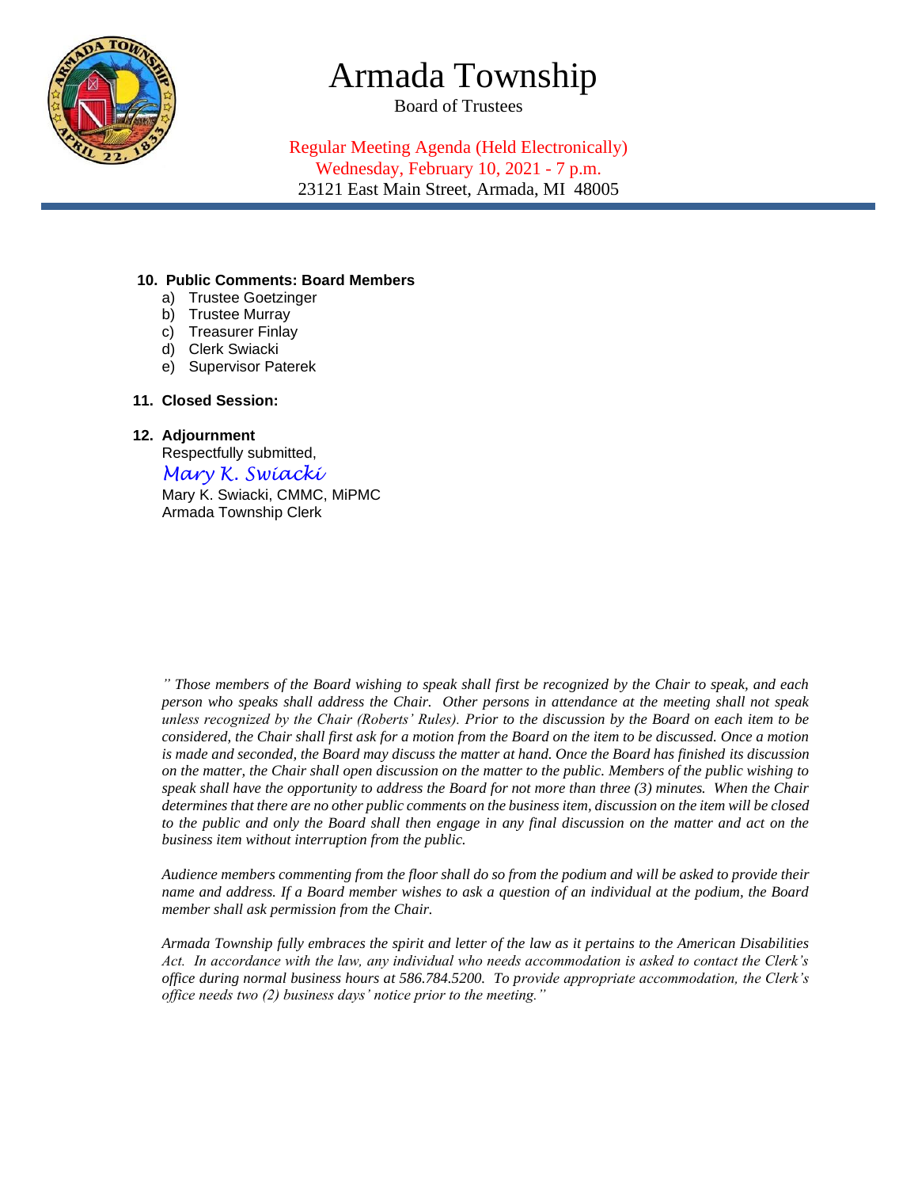# Armada Township

Board of Trustees

Regular Meeting Agenda (Held Electronically)
Wednesday, February 10, 2021 - 7 p.m.
23121 East Main Street, Armada, MI 48005

**10. Public Comments: Board Members**

a) Trustee Goetzinger
b) Trustee Murray
c) Treasurer Finlay
d) Clerk Swiacki
e) Supervisor Paterek

**11. Closed Session:**

**12. Adjournment**

Respectfully submitted,

*Mary K. Swiacki*

Mary K. Swiacki, CMMC, MiPMC
Armada Township Clerk

*" Those members of the Board wishing to speak shall first be recognized by the Chair to speak, and each person who speaks shall address the Chair. Other persons in attendance at the meeting shall not speak unless recognized by the Chair (Roberts' Rules). Prior to the discussion by the Board on each item to be considered, the Chair shall first ask for a motion from the Board on the item to be discussed. Once a motion is made and seconded, the Board may discuss the matter at hand. Once the Board has finished its discussion on the matter, the Chair shall open discussion on the matter to the public. Members of the public wishing to speak shall have the opportunity to address the Board for not more than three (3) minutes. When the Chair determines that there are no other public comments on the business item, discussion on the item will be closed to the public and only the Board shall then engage in any final discussion on the matter and act on the business item without interruption from the public.*

*Audience members commenting from the floor shall do so from the podium and will be asked to provide their name and address. If a Board member wishes to ask a question of an individual at the podium, the Board member shall ask permission from the Chair.*

*Armada Township fully embraces the spirit and letter of the law as it pertains to the American Disabilities Act. In accordance with the law, any individual who needs accommodation is asked to contact the Clerk's office during normal business hours at 586.784.5200. To provide appropriate accommodation, the Clerk's office needs two (2) business days' notice prior to the meeting."*